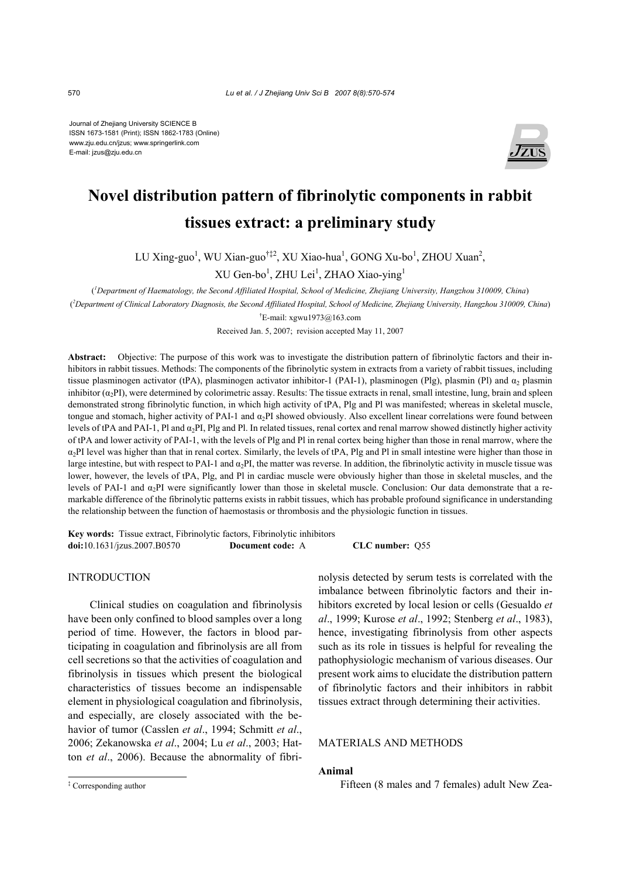Journal of Zhejiang University SCIENCE B
ISSN 1673-1581 (Print); ISSN 1862-1783 (Online)
www.zju.edu.cn/jzus; www.springerlink.com
E-mail: jzus@zju.edu.cn

# Novel distribution pattern of fibrinolytic components in rabbit tissues extract: a preliminary study

LU Xing-guo[1], WU Xian-guo[†‡2], XU Xiao-hua[1], GONG Xu-bo[1], ZHOU Xuan[2], XU Gen-bo[1], ZHU Lei[1], ZHAO Xiao-ying[1]

([1]*Department of Haematology, the Second Affiliated Hospital, School of Medicine, Zhejiang University, Hangzhou 310009, China*)

([2]*Department of Clinical Laboratory Diagnosis, the Second Affiliated Hospital, School of Medicine, Zhejiang University, Hangzhou 310009, China*)

[†]E-mail: xgwu1973@163.com

Received Jan. 5, 2007; revision accepted May 11, 2007

**Abstract:** Objective: The purpose of this work was to investigate the distribution pattern of fibrinolytic factors and their inhibitors in rabbit tissues. Methods: The components of the fibrinolytic system in extracts from a variety of rabbit tissues, including tissue plasminogen activator (tPA), plasminogen activator inhibitor-1 (PAI-1), plasminogen (Plg), plasmin (Pl) and $\alpha_2$ plasmin inhibitor ($\alpha_2$PI), were determined by colorimetric assay. Results: The tissue extracts in renal, small intestine, lung, brain and spleen demonstrated strong fibrinolytic function, in which high activity of tPA, Plg and Pl was manifested; whereas in skeletal muscle, tongue and stomach, higher activity of PAI-1 and $\alpha_2$PI showed obviously. Also excellent linear correlations were found between levels of tPA and PAI-1, Pl and $\alpha_2$PI, Plg and Pl. In related tissues, renal cortex and renal marrow showed distinctly higher activity of tPA and lower activity of PAI-1, with the levels of Plg and Pl in renal cortex being higher than those in renal marrow, where the $\alpha_2$PI level was higher than that in renal cortex. Similarly, the levels of tPA, Plg and Pl in small intestine were higher than those in large intestine, but with respect to PAI-1 and $\alpha_2$PI, the matter was reverse. In addition, the fibrinolytic activity in muscle tissue was lower, however, the levels of tPA, Plg, and Pl in cardiac muscle were obviously higher than those in skeletal muscles, and the levels of PAI-1 and $\alpha_2$PI were significantly lower than those in skeletal muscle. Conclusion: Our data demonstrate that a remarkable difference of the fibrinolytic patterns exists in rabbit tissues, which has probable profound significance in understanding the relationship between the function of haemostasis or thrombosis and the physiologic function in tissues.

**Key words:** Tissue extract, Fibrinolytic factors, Fibrinolytic inhibitors
**doi:**10.1631/jzus.2007.B0570 **Document code:** A **CLC number:** Q55

## INTRODUCTION

Clinical studies on coagulation and fibrinolysis have been only confined to blood samples over a long period of time. However, the factors in blood participating in coagulation and fibrinolysis are all from cell secretions so that the activities of coagulation and fibrinolysis in tissues which present the biological characteristics of tissues become an indispensable element in physiological coagulation and fibrinolysis, and especially, are closely associated with the behavior of tumor (Casslen *et al*., 1994; Schmitt *et al*., 2006; Zekanowska *et al*., 2004; Lu *et al*., 2003; Hatton *et al*., 2006). Because the abnormality of fibrinolysis detected by serum tests is correlated with the imbalance between fibrinolytic factors and their inhibitors excreted by local lesion or cells (Gesualdo *et al*., 1999; Kurose *et al*., 1992; Stenberg *et al*., 1983), hence, investigating fibrinolysis from other aspects such as its role in tissues is helpful for revealing the pathophysiologic mechanism of various diseases. Our present work aims to elucidate the distribution pattern of fibrinolytic factors and their inhibitors in rabbit tissues extract through determining their activities.

## MATERIALS AND METHODS

### Animal

Fifteen (8 males and 7 females) adult New Zea-

[‡] Corresponding author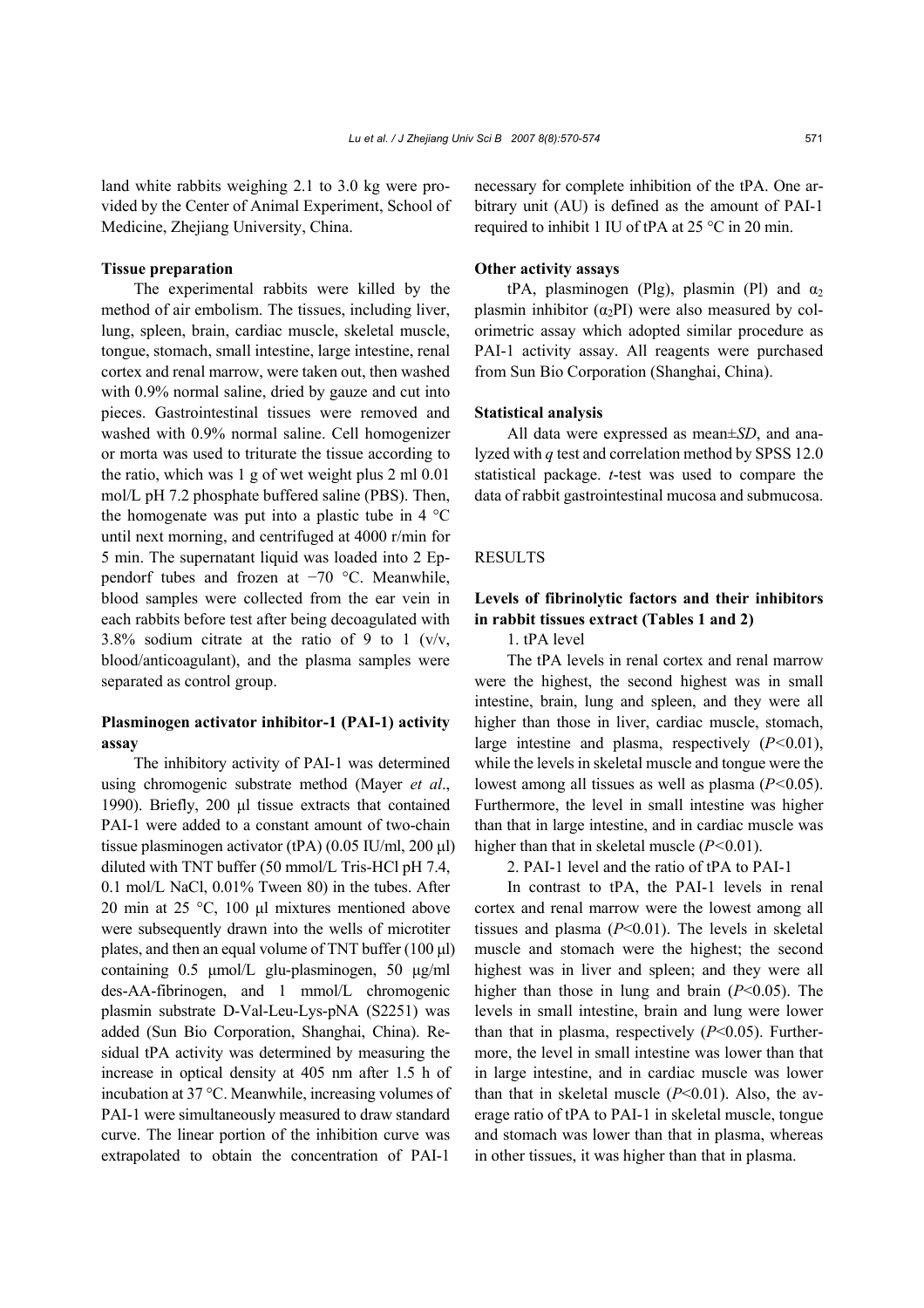land white rabbits weighing 2.1 to 3.0 kg were provided by the Center of Animal Experiment, School of Medicine, Zhejiang University, China.

**Tissue preparation**

The experimental rabbits were killed by the method of air embolism. The tissues, including liver, lung, spleen, brain, cardiac muscle, skeletal muscle, tongue, stomach, small intestine, large intestine, renal cortex and renal marrow, were taken out, then washed with 0.9% normal saline, dried by gauze and cut into pieces. Gastrointestinal tissues were removed and washed with 0.9% normal saline. Cell homogenizer or morta was used to triturate the tissue according to the ratio, which was 1 g of wet weight plus 2 ml 0.01 mol/L pH 7.2 phosphate buffered saline (PBS). Then, the homogenate was put into a plastic tube in 4 °C until next morning, and centrifuged at 4000 r/min for 5 min. The supernatant liquid was loaded into 2 Eppendorf tubes and frozen at −70 °C. Meanwhile, blood samples were collected from the ear vein in each rabbits before test after being decoagulated with 3.8% sodium citrate at the ratio of 9 to 1 (v/v, blood/anticoagulant), and the plasma samples were separated as control group.

**Plasminogen activator inhibitor-1 (PAI-1) activity assay**

The inhibitory activity of PAI-1 was determined using chromogenic substrate method (Mayer *et al*., 1990). Briefly, 200 μl tissue extracts that contained PAI-1 were added to a constant amount of two-chain tissue plasminogen activator (tPA) (0.05 IU/ml, 200 μl) diluted with TNT buffer (50 mmol/L Tris-HCl pH 7.4, 0.1 mol/L NaCl, 0.01% Tween 80) in the tubes. After 20 min at 25 °C, 100 μl mixtures mentioned above were subsequently drawn into the wells of microtiter plates, and then an equal volume of TNT buffer (100 μl) containing 0.5 μmol/L glu-plasminogen, 50 μg/ml des-AA-fibrinogen, and 1 mmol/L chromogenic plasmin substrate D-Val-Leu-Lys-pNA (S2251) was added (Sun Bio Corporation, Shanghai, China). Residual tPA activity was determined by measuring the increase in optical density at 405 nm after 1.5 h of incubation at 37 °C. Meanwhile, increasing volumes of PAI-1 were simultaneously measured to draw standard curve. The linear portion of the inhibition curve was extrapolated to obtain the concentration of PAI-1 necessary for complete inhibition of the tPA. One arbitrary unit (AU) is defined as the amount of PAI-1 required to inhibit 1 IU of tPA at 25 °C in 20 min.

**Other activity assays**

tPA, plasminogen (Plg), plasmin (Pl) and $\alpha_2$ plasmin inhibitor ($\alpha_2$PI) were also measured by colorimetric assay which adopted similar procedure as PAI-1 activity assay. All reagents were purchased from Sun Bio Corporation (Shanghai, China).

**Statistical analysis**

All data were expressed as mean±*SD*, and analyzed with *q* test and correlation method by SPSS 12.0 statistical package. *t*-test was used to compare the data of rabbit gastrointestinal mucosa and submucosa.

## RESULTS

**Levels of fibrinolytic factors and their inhibitors in rabbit tissues extract (Tables 1 and 2)**

1. tPA level

The tPA levels in renal cortex and renal marrow were the highest, the second highest was in small intestine, brain, lung and spleen, and they were all higher than those in liver, cardiac muscle, stomach, large intestine and plasma, respectively ($P<0.01$), while the levels in skeletal muscle and tongue were the lowest among all tissues as well as plasma ($P<0.05$). Furthermore, the level in small intestine was higher than that in large intestine, and in cardiac muscle was higher than that in skeletal muscle ($P<0.01$).

2. PAI-1 level and the ratio of tPA to PAI-1

In contrast to tPA, the PAI-1 levels in renal cortex and renal marrow were the lowest among all tissues and plasma ($P<0.01$). The levels in skeletal muscle and stomach were the highest; the second highest was in liver and spleen; and they were all higher than those in lung and brain ($P<0.05$). The levels in small intestine, brain and lung were lower than that in plasma, respectively ($P<0.05$). Furthermore, the level in small intestine was lower than that in large intestine, and in cardiac muscle was lower than that in skeletal muscle ($P<0.01$). Also, the average ratio of tPA to PAI-1 in skeletal muscle, tongue and stomach was lower than that in plasma, whereas in other tissues, it was higher than that in plasma.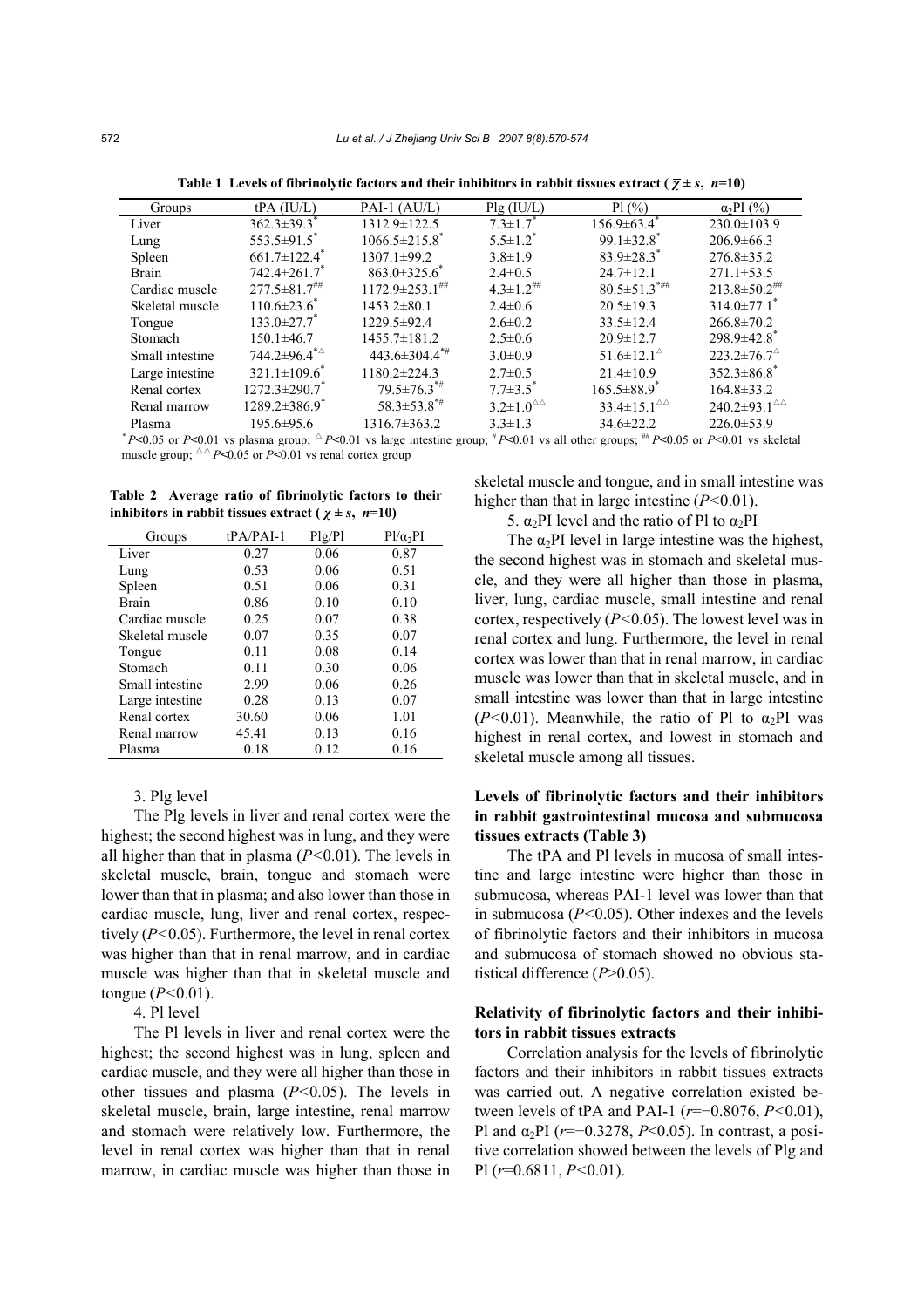**Table 1 Levels of fibrinolytic factors and their inhibitors in rabbit tissues extract ($\bar{\chi} \pm s$, $n$=10)**

| Groups | tPA (IU/L) | PAI-1 (AU/L) | Plg (IU/L) | Pl (%) | $\alpha_2$PI (%) |
|---|---|---|---|---|---|
| Liver | 362.3±39.3$^{*}$ | 1312.9±122.5 | 7.3±1.7$^{*}$ | 156.9±63.4$^{*}$ | 230.0±103.9 |
| Lung | 553.5±91.5$^{*}$ | 1066.5±215.8$^{*}$ | 5.5±1.2$^{*}$ | 99.1±32.8$^{*}$ | 206.9±66.3 |
| Spleen | 661.7±122.4$^{*}$ | 1307.1±99.2 | 3.8±1.9 | 83.9±28.3$^{*}$ | 276.8±35.2 |
| Brain | 742.4±261.7$^{*}$ | 863.0±325.6$^{*}$ | 2.4±0.5 | 24.7±12.1 | 271.1±53.5 |
| Cardiac muscle | 277.5±81.7$^{\#\#}$ | 1172.9±253.1$^{\#\#}$ | 4.3±1.2$^{\#\#}$ | 80.5±51.3$^{*\#\#}$ | 213.8±50.2$^{\#\#}$ |
| Skeletal muscle | 110.6±23.6$^{*}$ | 1453.2±80.1 | 2.4±0.6 | 20.5±19.3 | 314.0±77.1$^{*}$ |
| Tongue | 133.0±27.7$^{*}$ | 1229.5±92.4 | 2.6±0.2 | 33.5±12.4 | 266.8±70.2 |
| Stomach | 150.1±46.7 | 1455.7±181.2 | 2.5±0.6 | 20.9±12.7 | 298.9±42.8$^{*}$ |
| Small intestine | 744.2±96.4$^{*\triangle}$ | 443.6±304.4$^{*\#}$ | 3.0±0.9 | 51.6±12.1$^{\triangle}$ | 223.2±76.7$^{\triangle}$ |
| Large intestine | 321.1±109.6$^{*}$ | 1180.2±224.3 | 2.7±0.5 | 21.4±10.9 | 352.3±86.8$^{*}$ |
| Renal cortex | 1272.3±290.7$^{*}$ | 79.5±76.3$^{*\#}$ | 7.7±3.5$^{*}$ | 165.5±88.9$^{*}$ | 164.8±33.2 |
| Renal marrow | 1289.2±386.9$^{*}$ | 58.3±53.8$^{*\#}$ | 3.2±1.0$^{\triangle\triangle}$ | 33.4±15.1$^{\triangle\triangle}$ | 240.2±93.1$^{\triangle\triangle}$ |
| Plasma | 195.6±95.6 | 1316.7±363.2 | 3.3±1.3 | 34.6±22.2 | 226.0±53.9 |

$^{*}P$<0.05 or $P$<0.01 vs plasma group; $^{\triangle}P$<0.01 vs large intestine group; $^{\#}P$<0.01 vs all other groups; $^{\#\#}P$<0.05 or $P$<0.01 vs skeletal muscle group; $^{\triangle\triangle}P$<0.05 or $P$<0.01 vs renal cortex group

**Table 2 Average ratio of fibrinolytic factors to their inhibitors in rabbit tissues extract ($\bar{\chi} \pm s$, $n$=10)**

| Groups | tPA/PAI-1 | Plg/Pl | Pl/$\alpha_2$PI |
|---|---|---|---|
| Liver | 0.27 | 0.06 | 0.87 |
| Lung | 0.53 | 0.06 | 0.51 |
| Spleen | 0.51 | 0.06 | 0.31 |
| Brain | 0.86 | 0.10 | 0.10 |
| Cardiac muscle | 0.25 | 0.07 | 0.38 |
| Skeletal muscle | 0.07 | 0.35 | 0.07 |
| Tongue | 0.11 | 0.08 | 0.14 |
| Stomach | 0.11 | 0.30 | 0.06 |
| Small intestine | 2.99 | 0.06 | 0.26 |
| Large intestine | 0.28 | 0.13 | 0.07 |
| Renal cortex | 30.60 | 0.06 | 1.01 |
| Renal marrow | 45.41 | 0.13 | 0.16 |
| Plasma | 0.18 | 0.12 | 0.16 |

3. Plg level

The Plg levels in liver and renal cortex were the highest; the second highest was in lung, and they were all higher than that in plasma ($P$<0.01). The levels in skeletal muscle, brain, tongue and stomach were lower than that in plasma; and also lower than those in cardiac muscle, lung, liver and renal cortex, respectively ($P$<0.05). Furthermore, the level in renal cortex was higher than that in renal marrow, and in cardiac muscle was higher than that in skeletal muscle and tongue ($P$<0.01).

4. Pl level

The Pl levels in liver and renal cortex were the highest; the second highest was in lung, spleen and cardiac muscle, and they were all higher than those in other tissues and plasma ($P$<0.05). The levels in skeletal muscle, brain, large intestine, renal marrow and stomach were relatively low. Furthermore, the level in renal cortex was higher than that in renal marrow, in cardiac muscle was higher than those in skeletal muscle and tongue, and in small intestine was higher than that in large intestine ($P$<0.01).

5. $\alpha_2$PI level and the ratio of Pl to $\alpha_2$PI

The $\alpha_2$PI level in large intestine was the highest, the second highest was in stomach and skeletal muscle, and they were all higher than those in plasma, liver, lung, cardiac muscle, small intestine and renal cortex, respectively ($P$<0.05). The lowest level was in renal cortex and lung. Furthermore, the level in renal cortex was lower than that in renal marrow, in cardiac muscle was lower than that in skeletal muscle, and in small intestine was lower than that in large intestine ($P$<0.01). Meanwhile, the ratio of Pl to $\alpha_2$PI was highest in renal cortex, and lowest in stomach and skeletal muscle among all tissues.

### Levels of fibrinolytic factors and their inhibitors in rabbit gastrointestinal mucosa and submucosa tissues extracts (Table 3)

The tPA and Pl levels in mucosa of small intestine and large intestine were higher than those in submucosa, whereas PAI-1 level was lower than that in submucosa ($P$<0.05). Other indexes and the levels of fibrinolytic factors and their inhibitors in mucosa and submucosa of stomach showed no obvious statistical difference ($P$>0.05).

### Relativity of fibrinolytic factors and their inhibitors in rabbit tissues extracts

Correlation analysis for the levels of fibrinolytic factors and their inhibitors in rabbit tissues extracts was carried out. A negative correlation existed between levels of tPA and PAI-1 ($r$=−0.8076, $P$<0.01), Pl and $\alpha_2$PI ($r$=−0.3278, $P$<0.05). In contrast, a positive correlation showed between the levels of Plg and Pl ($r$=0.6811, $P$<0.01).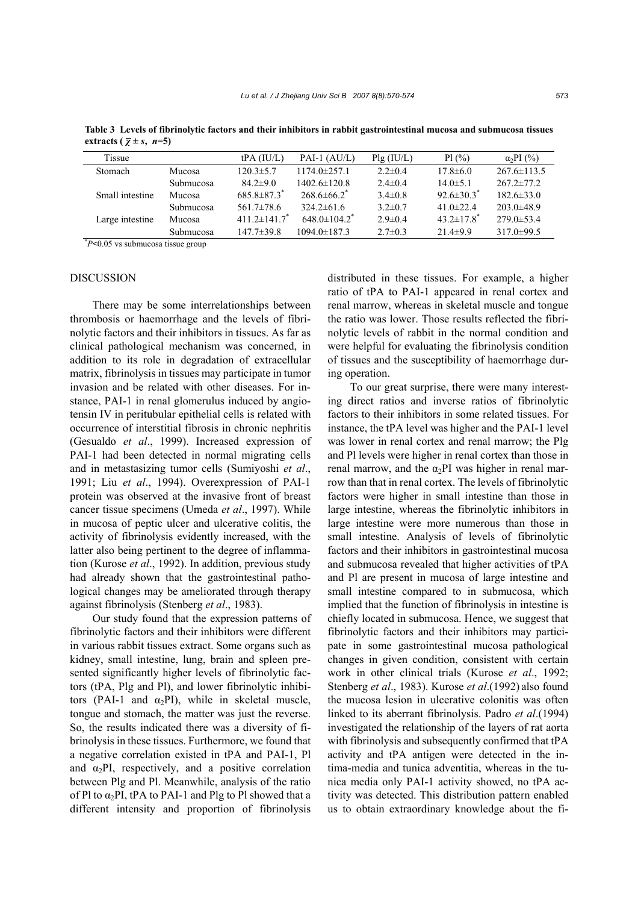**Table 3 Levels of fibrinolytic factors and their inhibitors in rabbit gastrointestinal mucosa and submucosa tissues extracts ($\bar{\chi} \pm s$, $n$=5)**

| Tissue | | tPA (IU/L) | PAI-1 (AU/L) | Plg (IU/L) | Pl (%) | $\alpha_2$PI (%) |
|---|---|---|---|---|---|---|
| Stomach | Mucosa | 120.3±5.7 | 1174.0±257.1 | 2.2±0.4 | 17.8±6.0 | 267.6±113.5 |
| | Submucosa | 84.2±9.0 | 1402.6±120.8 | 2.4±0.4 | 14.0±5.1 | 267.2±77.2 |
| Small intestine | Mucosa | 685.8±87.3* | 268.6±66.2* | 3.4±0.8 | 92.6±30.3* | 182.6±33.0 |
| | Submucosa | 561.7±78.6 | 324.2±61.6 | 3.2±0.7 | 41.0±22.4 | 203.0±48.9 |
| Large intestine | Mucosa | 411.2±141.7* | 648.0±104.2* | 2.9±0.4 | 43.2±17.8* | 279.0±53.4 |
| | Submucosa | 147.7±39.8 | 1094.0±187.3 | 2.7±0.3 | 21.4±9.9 | 317.0±99.5 |

*$P$<0.05 vs submucosa tissue group

## DISCUSSION

There may be some interrelationships between thrombosis or haemorrhage and the levels of fibrinolytic factors and their inhibitors in tissues. As far as clinical pathological mechanism was concerned, in addition to its role in degradation of extracellular matrix, fibrinolysis in tissues may participate in tumor invasion and be related with other diseases. For instance, PAI-1 in renal glomerulus induced by angiotensin IV in peritubular epithelial cells is related with occurrence of interstitial fibrosis in chronic nephritis (Gesualdo *et al*., 1999). Increased expression of PAI-1 had been detected in normal migrating cells and in metastasizing tumor cells (Sumiyoshi *et al*., 1991; Liu *et al*., 1994). Overexpression of PAI-1 protein was observed at the invasive front of breast cancer tissue specimens (Umeda *et al*., 1997). While in mucosa of peptic ulcer and ulcerative colitis, the activity of fibrinolysis evidently increased, with the latter also being pertinent to the degree of inflammation (Kurose *et al*., 1992). In addition, previous study had already shown that the gastrointestinal pathological changes may be ameliorated through therapy against fibrinolysis (Stenberg *et al*., 1983).

Our study found that the expression patterns of fibrinolytic factors and their inhibitors were different in various rabbit tissues extract. Some organs such as kidney, small intestine, lung, brain and spleen presented significantly higher levels of fibrinolytic factors (tPA, Plg and Pl), and lower fibrinolytic inhibitors (PAI-1 and $\alpha_2$PI), while in skeletal muscle, tongue and stomach, the matter was just the reverse. So, the results indicated there was a diversity of fibrinolysis in these tissues. Furthermore, we found that a negative correlation existed in tPA and PAI-1, Pl and $\alpha_2$PI, respectively, and a positive correlation between Plg and Pl. Meanwhile, analysis of the ratio of Pl to $\alpha_2$PI, tPA to PAI-1 and Plg to Pl showed that a different intensity and proportion of fibrinolysis distributed in these tissues. For example, a higher ratio of tPA to PAI-1 appeared in renal cortex and renal marrow, whereas in skeletal muscle and tongue the ratio was lower. Those results reflected the fibrinolytic levels of rabbit in the normal condition and were helpful for evaluating the fibrinolysis condition of tissues and the susceptibility of haemorrhage during operation.

To our great surprise, there were many interesting direct ratios and inverse ratios of fibrinolytic factors to their inhibitors in some related tissues. For instance, the tPA level was higher and the PAI-1 level was lower in renal cortex and renal marrow; the Plg and Pl levels were higher in renal cortex than those in renal marrow, and the $\alpha_2$PI was higher in renal marrow than that in renal cortex. The levels of fibrinolytic factors were higher in small intestine than those in large intestine, whereas the fibrinolytic inhibitors in large intestine were more numerous than those in small intestine. Analysis of levels of fibrinolytic factors and their inhibitors in gastrointestinal mucosa and submucosa revealed that higher activities of tPA and Pl are present in mucosa of large intestine and small intestine compared to in submucosa, which implied that the function of fibrinolysis in intestine is chiefly located in submucosa. Hence, we suggest that fibrinolytic factors and their inhibitors may participate in some gastrointestinal mucosa pathological changes in given condition, consistent with certain work in other clinical trials (Kurose *et al*., 1992; Stenberg *et al*., 1983). Kurose *et al*.(1992) also found the mucosa lesion in ulcerative colonitis was often linked to its aberrant fibrinolysis. Padro *et al*.(1994) investigated the relationship of the layers of rat aorta with fibrinolysis and subsequently confirmed that tPA activity and tPA antigen were detected in the intima-media and tunica adventitia, whereas in the tunica media only PAI-1 activity showed, no tPA activity was detected. This distribution pattern enabled us to obtain extraordinary knowledge about the fi-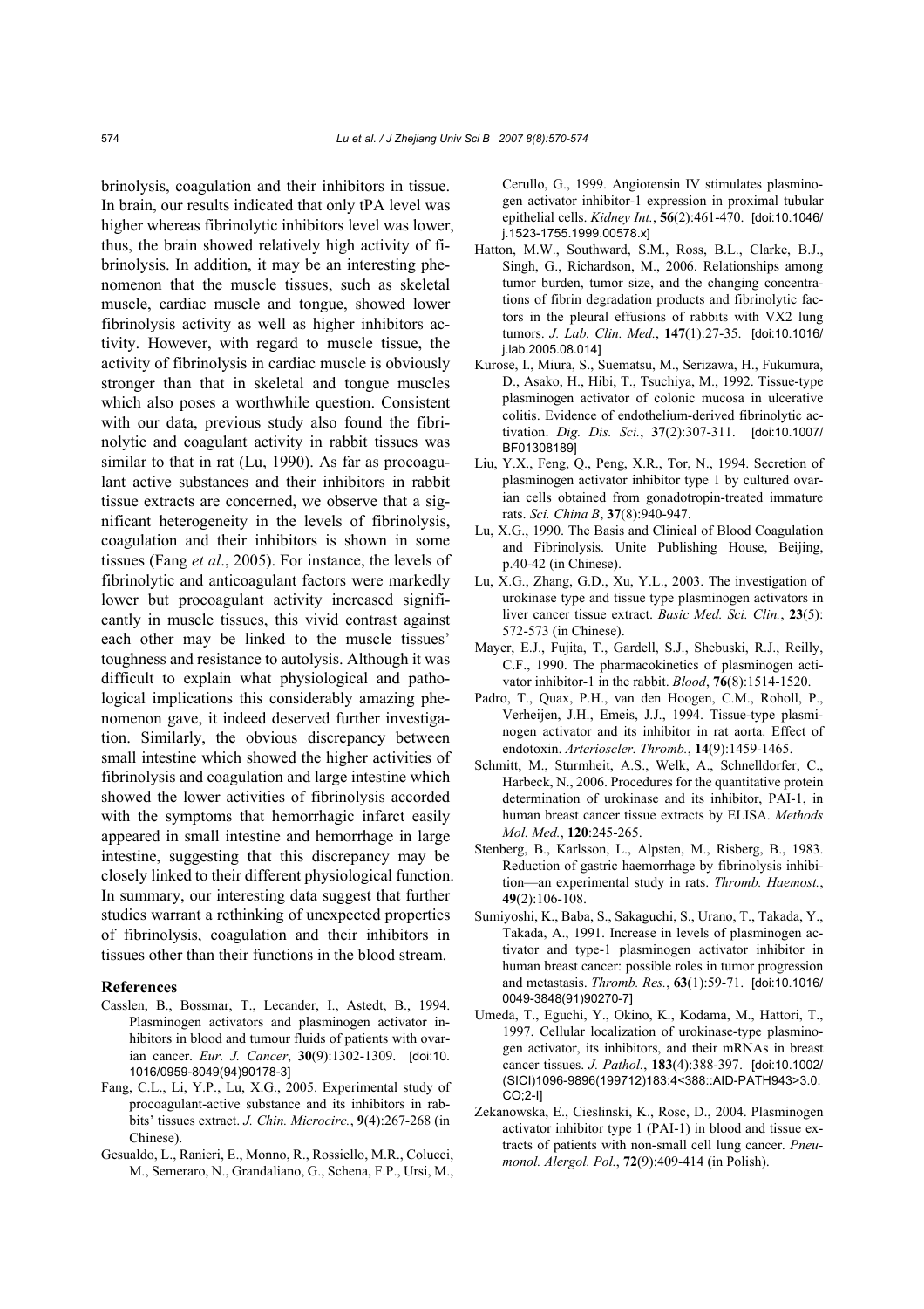brinolysis, coagulation and their inhibitors in tissue. In brain, our results indicated that only tPA level was higher whereas fibrinolytic inhibitors level was lower, thus, the brain showed relatively high activity of fibrinolysis. In addition, it may be an interesting phenomenon that the muscle tissues, such as skeletal muscle, cardiac muscle and tongue, showed lower fibrinolysis activity as well as higher inhibitors activity. However, with regard to muscle tissue, the activity of fibrinolysis in cardiac muscle is obviously stronger than that in skeletal and tongue muscles which also poses a worthwhile question. Consistent with our data, previous study also found the fibrinolytic and coagulant activity in rabbit tissues was similar to that in rat (Lu, 1990). As far as procoagulant active substances and their inhibitors in rabbit tissue extracts are concerned, we observe that a significant heterogeneity in the levels of fibrinolysis, coagulation and their inhibitors is shown in some tissues (Fang *et al*., 2005). For instance, the levels of fibrinolytic and anticoagulant factors were markedly lower but procoagulant activity increased significantly in muscle tissues, this vivid contrast against each other may be linked to the muscle tissues' toughness and resistance to autolysis. Although it was difficult to explain what physiological and pathological implications this considerably amazing phenomenon gave, it indeed deserved further investigation. Similarly, the obvious discrepancy between small intestine which showed the higher activities of fibrinolysis and coagulation and large intestine which showed the lower activities of fibrinolysis accorded with the symptoms that hemorrhagic infarct easily appeared in small intestine and hemorrhage in large intestine, suggesting that this discrepancy may be closely linked to their different physiological function. In summary, our interesting data suggest that further studies warrant a rethinking of unexpected properties of fibrinolysis, coagulation and their inhibitors in tissues other than their functions in the blood stream.

## References

Casslen, B., Bossmar, T., Lecander, I., Astedt, B., 1994. Plasminogen activators and plasminogen activator inhibitors in blood and tumour fluids of patients with ovarian cancer. *Eur. J. Cancer*, **30**(9):1302-1309. [doi:10.1016/0959-8049(94)90178-3]

Fang, C.L., Li, Y.P., Lu, X.G., 2005. Experimental study of procoagulant-active substance and its inhibitors in rabbits' tissues extract. *J. Chin. Microcirc.*, **9**(4):267-268 (in Chinese).

Gesualdo, L., Ranieri, E., Monno, R., Rossiello, M.R., Colucci, M., Semeraro, N., Grandaliano, G., Schena, F.P., Ursi, M., Cerullo, G., 1999. Angiotensin IV stimulates plasminogen activator inhibitor-1 expression in proximal tubular epithelial cells. *Kidney Int.*, **56**(2):461-470. [doi:10.1046/j.1523-1755.1999.00578.x]

Hatton, M.W., Southward, S.M., Ross, B.L., Clarke, B.J., Singh, G., Richardson, M., 2006. Relationships among tumor burden, tumor size, and the changing concentrations of fibrin degradation products and fibrinolytic factors in the pleural effusions of rabbits with VX2 lung tumors. *J. Lab. Clin. Med.*, **147**(1):27-35. [doi:10.1016/j.lab.2005.08.014]

Kurose, I., Miura, S., Suematsu, M., Serizawa, H., Fukumura, D., Asako, H., Hibi, T., Tsuchiya, M., 1992. Tissue-type plasminogen activator of colonic mucosa in ulcerative colitis. Evidence of endothelium-derived fibrinolytic activation. *Dig. Dis. Sci.*, **37**(2):307-311. [doi:10.1007/BF01308189]

Liu, Y.X., Feng, Q., Peng, X.R., Tor, N., 1994. Secretion of plasminogen activator inhibitor type 1 by cultured ovarian cells obtained from gonadotropin-treated immature rats. *Sci. China B*, **37**(8):940-947.

Lu, X.G., 1990. The Basis and Clinical of Blood Coagulation and Fibrinolysis. Unite Publishing House, Beijing, p.40-42 (in Chinese).

Lu, X.G., Zhang, G.D., Xu, Y.L., 2003. The investigation of urokinase type and tissue type plasminogen activators in liver cancer tissue extract. *Basic Med. Sci. Clin.*, **23**(5):572-573 (in Chinese).

Mayer, E.J., Fujita, T., Gardell, S.J., Shebuski, R.J., Reilly, C.F., 1990. The pharmacokinetics of plasminogen activator inhibitor-1 in the rabbit. *Blood*, **76**(8):1514-1520.

Padro, T., Quax, P.H., van den Hoogen, C.M., Roholl, P., Verheijen, J.H., Emeis, J.J., 1994. Tissue-type plasminogen activator and its inhibitor in rat aorta. Effect of endotoxin. *Arterioscler. Thromb.*, **14**(9):1459-1465.

Schmitt, M., Sturmheit, A.S., Welk, A., Schnelldorfer, C., Harbeck, N., 2006. Procedures for the quantitative protein determination of urokinase and its inhibitor, PAI-1, in human breast cancer tissue extracts by ELISA. *Methods Mol. Med.*, **120**:245-265.

Stenberg, B., Karlsson, L., Alpsten, M., Risberg, B., 1983. Reduction of gastric haemorrhage by fibrinolysis inhibition—an experimental study in rats. *Thromb. Haemost.*, **49**(2):106-108.

Sumiyoshi, K., Baba, S., Sakaguchi, S., Urano, T., Takada, Y., Takada, A., 1991. Increase in levels of plasminogen activator and type-1 plasminogen activator inhibitor in human breast cancer: possible roles in tumor progression and metastasis. *Thromb. Res.*, **63**(1):59-71. [doi:10.1016/0049-3848(91)90270-7]

Umeda, T., Eguchi, Y., Okino, K., Kodama, M., Hattori, T., 1997. Cellular localization of urokinase-type plasminogen activator, its inhibitors, and their mRNAs in breast cancer tissues. *J. Pathol.*, **183**(4):388-397. [doi:10.1002/(SICI)1096-9896(199712)183:4<388::AID-PATH943>3.0.CO;2-I]

Zekanowska, E., Cieslinski, K., Rosc, D., 2004. Plasminogen activator inhibitor type 1 (PAI-1) in blood and tissue extracts of patients with non-small cell lung cancer. *Pneumonol. Alergol. Pol.*, **72**(9):409-414 (in Polish).